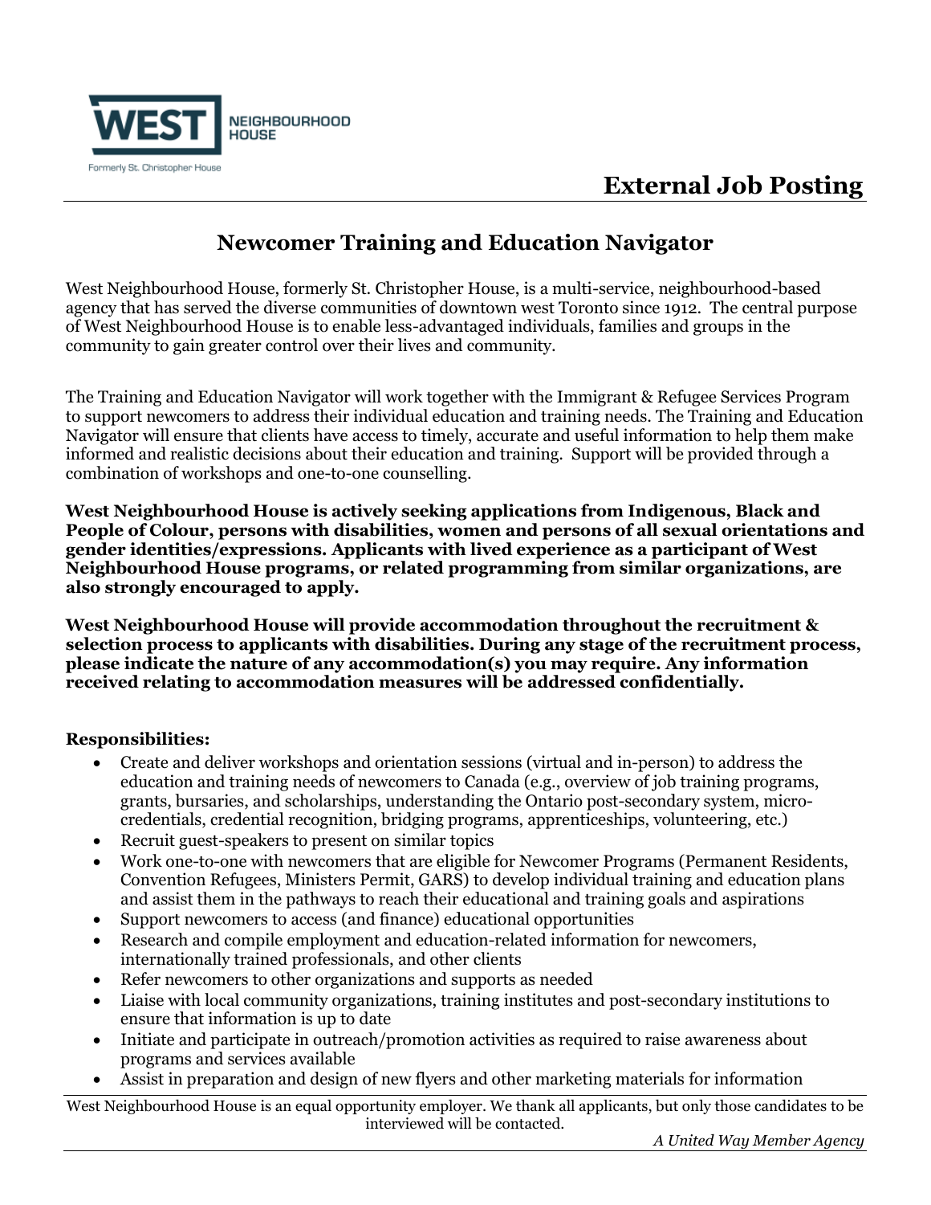WEST NEIGHBOURHOOD HOUSE

Formerly St. Christopher House

# External Job Posting

## Newcomer Training and Education Navigator

West Neighbourhood House, formerly St. Christopher House, is a multi-service, neighbourhood-based agency that has served the diverse communities of downtown west Toronto since 1912. The central purpose of West Neighbourhood House is to enable less-advantaged individuals, families and groups in the community to gain greater control over their lives and community.

The Training and Education Navigator will work together with the Immigrant & Refugee Services Program to support newcomers to address their individual education and training needs. The Training and Education Navigator will ensure that clients have access to timely, accurate and useful information to help them make informed and realistic decisions about their education and training. Support will be provided through a combination of workshops and one-to-one counselling.

**West Neighbourhood House is actively seeking applications from Indigenous, Black and People of Colour, persons with disabilities, women and persons of all sexual orientations and gender identities/expressions. Applicants with lived experience as a participant of West Neighbourhood House programs, or related programming from similar organizations, are also strongly encouraged to apply.**

**West Neighbourhood House will provide accommodation throughout the recruitment & selection process to applicants with disabilities. During any stage of the recruitment process, please indicate the nature of any accommodation(s) you may require. Any information received relating to accommodation measures will be addressed confidentially.**

**Responsibilities:**

- Create and deliver workshops and orientation sessions (virtual and in-person) to address the education and training needs of newcomers to Canada (e.g., overview of job training programs, grants, bursaries, and scholarships, understanding the Ontario post-secondary system, micro-credentials, credential recognition, bridging programs, apprenticeships, volunteering, etc.)
- Recruit guest-speakers to present on similar topics
- Work one-to-one with newcomers that are eligible for Newcomer Programs (Permanent Residents, Convention Refugees, Ministers Permit, GARS) to develop individual training and education plans and assist them in the pathways to reach their educational and training goals and aspirations
- Support newcomers to access (and finance) educational opportunities
- Research and compile employment and education-related information for newcomers, internationally trained professionals, and other clients
- Refer newcomers to other organizations and supports as needed
- Liaise with local community organizations, training institutes and post-secondary institutions to ensure that information is up to date
- Initiate and participate in outreach/promotion activities as required to raise awareness about programs and services available
- Assist in preparation and design of new flyers and other marketing materials for information

West Neighbourhood House is an equal opportunity employer. We thank all applicants, but only those candidates to be interviewed will be contacted.

*A United Way Member Agency*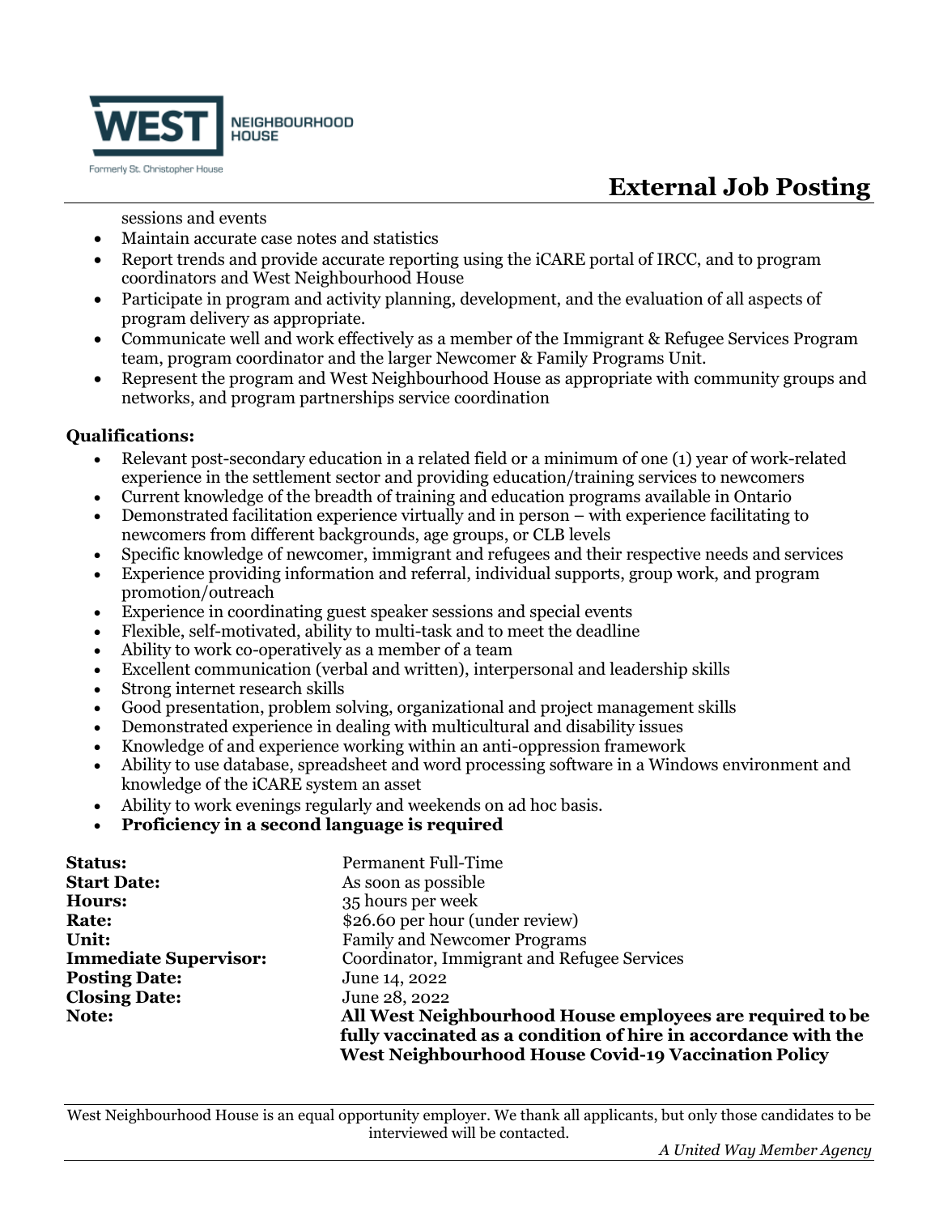sessions and events

- Maintain accurate case notes and statistics
- Report trends and provide accurate reporting using the iCARE portal of IRCC, and to program coordinators and West Neighbourhood House
- Participate in program and activity planning, development, and the evaluation of all aspects of program delivery as appropriate.
- Communicate well and work effectively as a member of the Immigrant & Refugee Services Program team, program coordinator and the larger Newcomer & Family Programs Unit.
- Represent the program and West Neighbourhood House as appropriate with community groups and networks, and program partnerships service coordination

**Qualifications:**

- Relevant post-secondary education in a related field or a minimum of one (1) year of work-related experience in the settlement sector and providing education/training services to newcomers
- Current knowledge of the breadth of training and education programs available in Ontario
- Demonstrated facilitation experience virtually and in person – with experience facilitating to newcomers from different backgrounds, age groups, or CLB levels
- Specific knowledge of newcomer, immigrant and refugees and their respective needs and services
- Experience providing information and referral, individual supports, group work, and program promotion/outreach
- Experience in coordinating guest speaker sessions and special events
- Flexible, self-motivated, ability to multi-task and to meet the deadline
- Ability to work co-operatively as a member of a team
- Excellent communication (verbal and written), interpersonal and leadership skills
- Strong internet research skills
- Good presentation, problem solving, organizational and project management skills
- Demonstrated experience in dealing with multicultural and disability issues
- Knowledge of and experience working within an anti-oppression framework
- Ability to use database, spreadsheet and word processing software in a Windows environment and knowledge of the iCARE system an asset
- Ability to work evenings regularly and weekends on ad hoc basis.
- **Proficiency in a second language is required**

| | |
|---|---|
| **Status:** | Permanent Full-Time |
| **Start Date:** | As soon as possible |
| **Hours:** | 35 hours per week |
| **Rate:** | $26.60 per hour (under review) |
| **Unit:** | Family and Newcomer Programs |
| **Immediate Supervisor:** | Coordinator, Immigrant and Refugee Services |
| **Posting Date:** | June 14, 2022 |
| **Closing Date:** | June 28, 2022 |
| **Note:** | **All West Neighbourhood House employees are required to be fully vaccinated as a condition of hire in accordance with the West Neighbourhood House Covid-19 Vaccination Policy** |

West Neighbourhood House is an equal opportunity employer. We thank all applicants, but only those candidates to be interviewed will be contacted.

*A United Way Member Agency*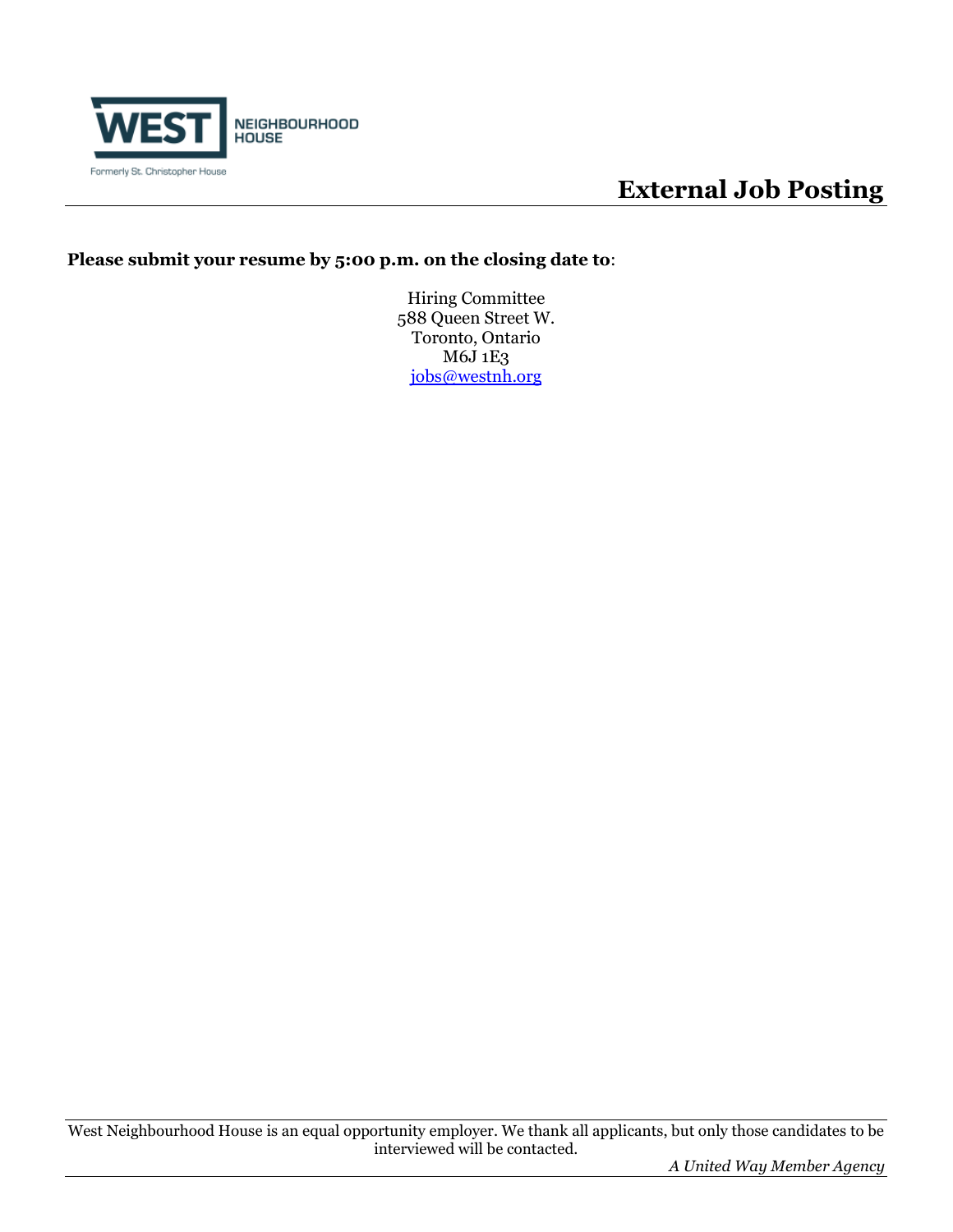WEST NEIGHBOURHOOD HOUSE

Formerly St. Christopher House

# External Job Posting

**Please submit your resume by 5:00 p.m. on the closing date to**:

Hiring Committee
588 Queen Street W.
Toronto, Ontario
M6J 1E3
jobs@westnh.org

West Neighbourhood House is an equal opportunity employer. We thank all applicants, but only those candidates to be interviewed will be contacted.

*A United Way Member Agency*